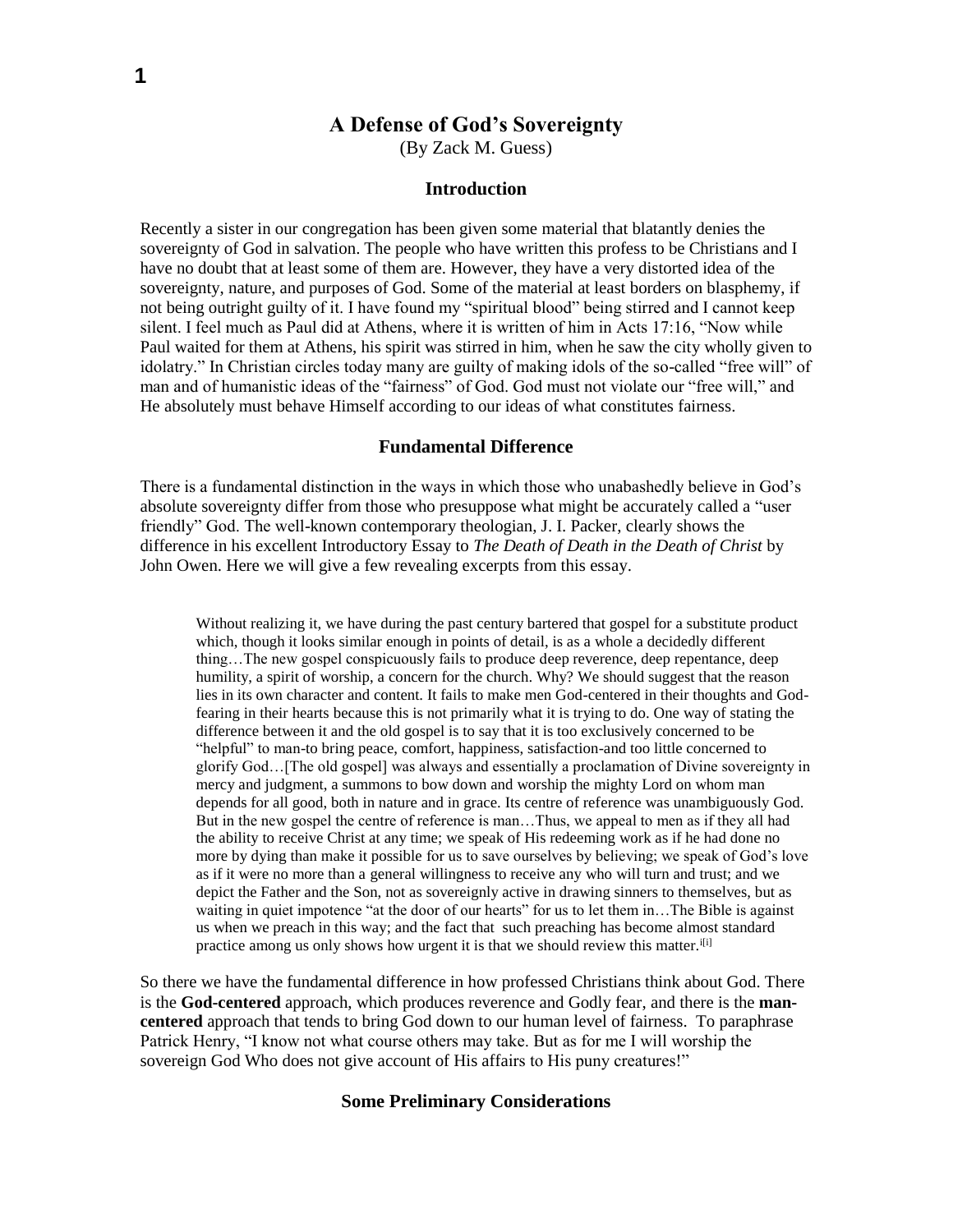# A Defense of God's Sovereignty

(By Zack M. Guess)

## Introduction

Recently a sister in our congregation has been given some material that blatantly denies the sovereignty of God in salvation. The people who have written this profess to be Christians and I have no doubt that at least some of them are. However, they have a very distorted idea of the sovereignty, nature, and purposes of God. Some of the material at least borders on blasphemy, if not being outright guilty of it. I have found my "spiritual blood" being stirred and I cannot keep silent. I feel much as Paul did at Athens, where it is written of him in Acts 17:16, "Now while Paul waited for them at Athens, his spirit was stirred in him, when he saw the city wholly given to idolatry." In Christian circles today many are guilty of making idols of the so-called "free will" of man and of humanistic ideas of the "fairness" of God. God must not violate our "free will," and He absolutely must behave Himself according to our ideas of what constitutes fairness.

## Fundamental Difference

There is a fundamental distinction in the ways in which those who unabashedly believe in God's absolute sovereignty differ from those who presuppose what might be accurately called a "user friendly" God. The well-known contemporary theologian, J. I. Packer, clearly shows the difference in his excellent Introductory Essay to *The Death of Death in the Death of Christ* by John Owen. Here we will give a few revealing excerpts from this essay.

> Without realizing it, we have during the past century bartered that gospel for a substitute product which, though it looks similar enough in points of detail, is as a whole a decidedly different thing…The new gospel conspicuously fails to produce deep reverence, deep repentance, deep humility, a spirit of worship, a concern for the church. Why? We should suggest that the reason lies in its own character and content. It fails to make men God-centered in their thoughts and God-fearing in their hearts because this is not primarily what it is trying to do. One way of stating the difference between it and the old gospel is to say that it is too exclusively concerned to be "helpful" to man-to bring peace, comfort, happiness, satisfaction-and too little concerned to glorify God…[The old gospel] was always and essentially a proclamation of Divine sovereignty in mercy and judgment, a summons to bow down and worship the mighty Lord on whom man depends for all good, both in nature and in grace. Its centre of reference was unambiguously God. But in the new gospel the centre of reference is man…Thus, we appeal to men as if they all had the ability to receive Christ at any time; we speak of His redeeming work as if he had done no more by dying than make it possible for us to save ourselves by believing; we speak of God's love as if it were no more than a general willingness to receive any who will turn and trust; and we depict the Father and the Son, not as sovereignly active in drawing sinners to themselves, but as waiting in quiet impotence "at the door of our hearts" for us to let them in…The Bible is against us when we preach in this way; and the fact that such preaching has become almost standard practice among us only shows how urgent it is that we should review this matter.[i][i]

So there we have the fundamental difference in how professed Christians think about God. There is the **God-centered** approach, which produces reverence and Godly fear, and there is the **man-centered** approach that tends to bring God down to our human level of fairness. To paraphrase Patrick Henry, "I know not what course others may take. But as for me I will worship the sovereign God Who does not give account of His affairs to His puny creatures!"

## Some Preliminary Considerations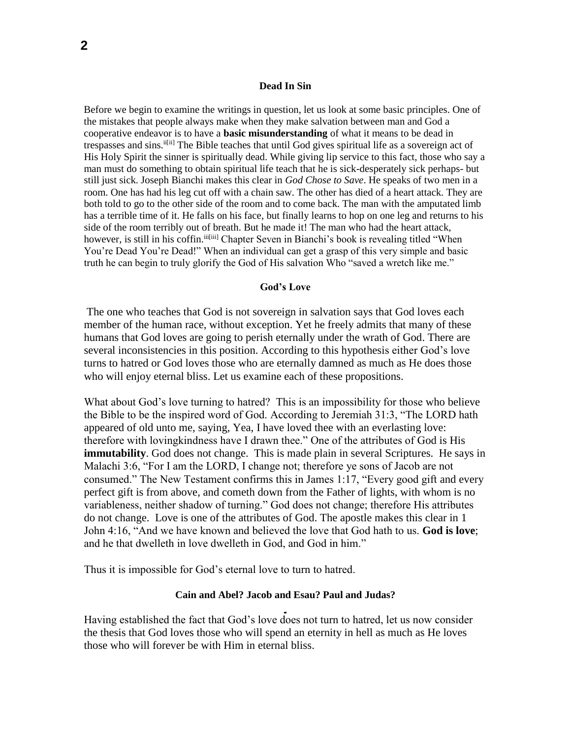### Dead In Sin

Before we begin to examine the writings in question, let us look at some basic principles. One of the mistakes that people always make when they make salvation between man and God a cooperative endeavor is to have a **basic misunderstanding** of what it means to be dead in trespasses and sins.[ii] The Bible teaches that until God gives spiritual life as a sovereign act of His Holy Spirit the sinner is spiritually dead. While giving lip service to this fact, those who say a man must do something to obtain spiritual life teach that he is sick-desperately sick perhaps- but still just sick. Joseph Bianchi makes this clear in *God Chose to Save*. He speaks of two men in a room. One has had his leg cut off with a chain saw. The other has died of a heart attack. They are both told to go to the other side of the room and to come back. The man with the amputated limb has a terrible time of it. He falls on his face, but finally learns to hop on one leg and returns to his side of the room terribly out of breath. But he made it! The man who had the heart attack, however, is still in his coffin.[iii] Chapter Seven in Bianchi's book is revealing titled "When You're Dead You're Dead!" When an individual can get a grasp of this very simple and basic truth he can begin to truly glorify the God of His salvation Who "saved a wretch like me."

### God's Love

The one who teaches that God is not sovereign in salvation says that God loves each member of the human race, without exception. Yet he freely admits that many of these humans that God loves are going to perish eternally under the wrath of God. There are several inconsistencies in this position. According to this hypothesis either God's love turns to hatred or God loves those who are eternally damned as much as He does those who will enjoy eternal bliss. Let us examine each of these propositions.

What about God's love turning to hatred? This is an impossibility for those who believe the Bible to be the inspired word of God. According to Jeremiah 31:3, "The LORD hath appeared of old unto me, saying, Yea, I have loved thee with an everlasting love: therefore with lovingkindness have I drawn thee." One of the attributes of God is His **immutability**. God does not change. This is made plain in several Scriptures. He says in Malachi 3:6, "For I am the LORD, I change not; therefore ye sons of Jacob are not consumed." The New Testament confirms this in James 1:17, "Every good gift and every perfect gift is from above, and cometh down from the Father of lights, with whom is no variableness, neither shadow of turning." God does not change; therefore His attributes do not change. Love is one of the attributes of God. The apostle makes this clear in 1 John 4:16, "And we have known and believed the love that God hath to us. **God is love**; and he that dwelleth in love dwelleth in God, and God in him."

Thus it is impossible for God's eternal love to turn to hatred.

### Cain and Abel? Jacob and Esau? Paul and Judas?

Having established the fact that God's love does not turn to hatred, let us now consider the thesis that God loves those who will spend an eternity in hell as much as He loves those who will forever be with Him in eternal bliss.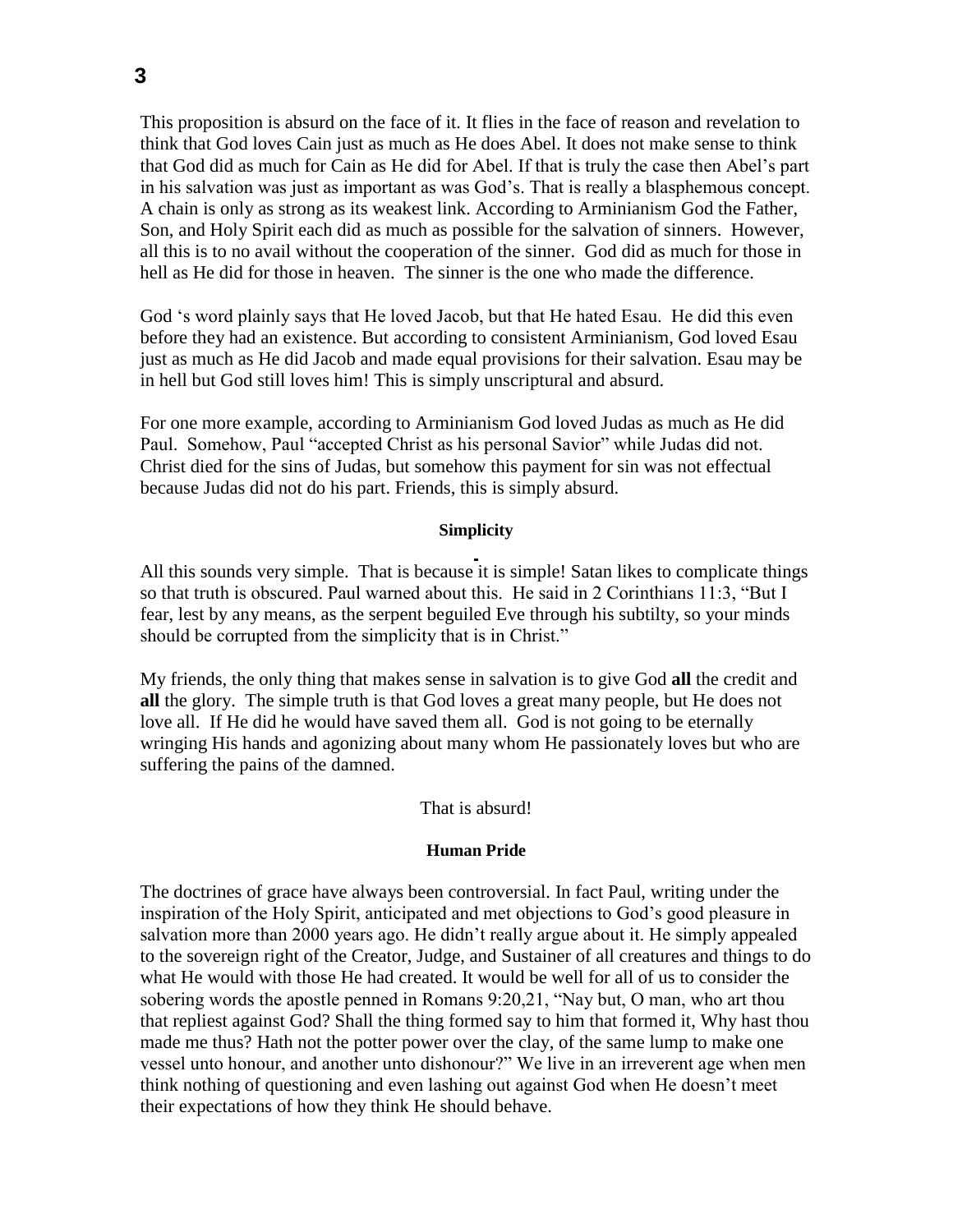This proposition is absurd on the face of it. It flies in the face of reason and revelation to think that God loves Cain just as much as He does Abel. It does not make sense to think that God did as much for Cain as He did for Abel. If that is truly the case then Abel's part in his salvation was just as important as was God's. That is really a blasphemous concept. A chain is only as strong as its weakest link. According to Arminianism God the Father, Son, and Holy Spirit each did as much as possible for the salvation of sinners. However, all this is to no avail without the cooperation of the sinner. God did as much for those in hell as He did for those in heaven. The sinner is the one who made the difference.

God 's word plainly says that He loved Jacob, but that He hated Esau. He did this even before they had an existence. But according to consistent Arminianism, God loved Esau just as much as He did Jacob and made equal provisions for their salvation. Esau may be in hell but God still loves him! This is simply unscriptural and absurd.

For one more example, according to Arminianism God loved Judas as much as He did Paul. Somehow, Paul "accepted Christ as his personal Savior" while Judas did not. Christ died for the sins of Judas, but somehow this payment for sin was not effectual because Judas did not do his part. Friends, this is simply absurd.

### Simplicity

All this sounds very simple. That is because it is simple! Satan likes to complicate things so that truth is obscured. Paul warned about this. He said in 2 Corinthians 11:3, "But I fear, lest by any means, as the serpent beguiled Eve through his subtilty, so your minds should be corrupted from the simplicity that is in Christ."

My friends, the only thing that makes sense in salvation is to give God **all** the credit and **all** the glory. The simple truth is that God loves a great many people, but He does not love all. If He did he would have saved them all. God is not going to be eternally wringing His hands and agonizing about many whom He passionately loves but who are suffering the pains of the damned.

That is absurd!

### Human Pride

The doctrines of grace have always been controversial. In fact Paul, writing under the inspiration of the Holy Spirit, anticipated and met objections to God's good pleasure in salvation more than 2000 years ago. He didn't really argue about it. He simply appealed to the sovereign right of the Creator, Judge, and Sustainer of all creatures and things to do what He would with those He had created. It would be well for all of us to consider the sobering words the apostle penned in Romans 9:20,21, "Nay but, O man, who art thou that repliest against God? Shall the thing formed say to him that formed it, Why hast thou made me thus? Hath not the potter power over the clay, of the same lump to make one vessel unto honour, and another unto dishonour?" We live in an irreverent age when men think nothing of questioning and even lashing out against God when He doesn't meet their expectations of how they think He should behave.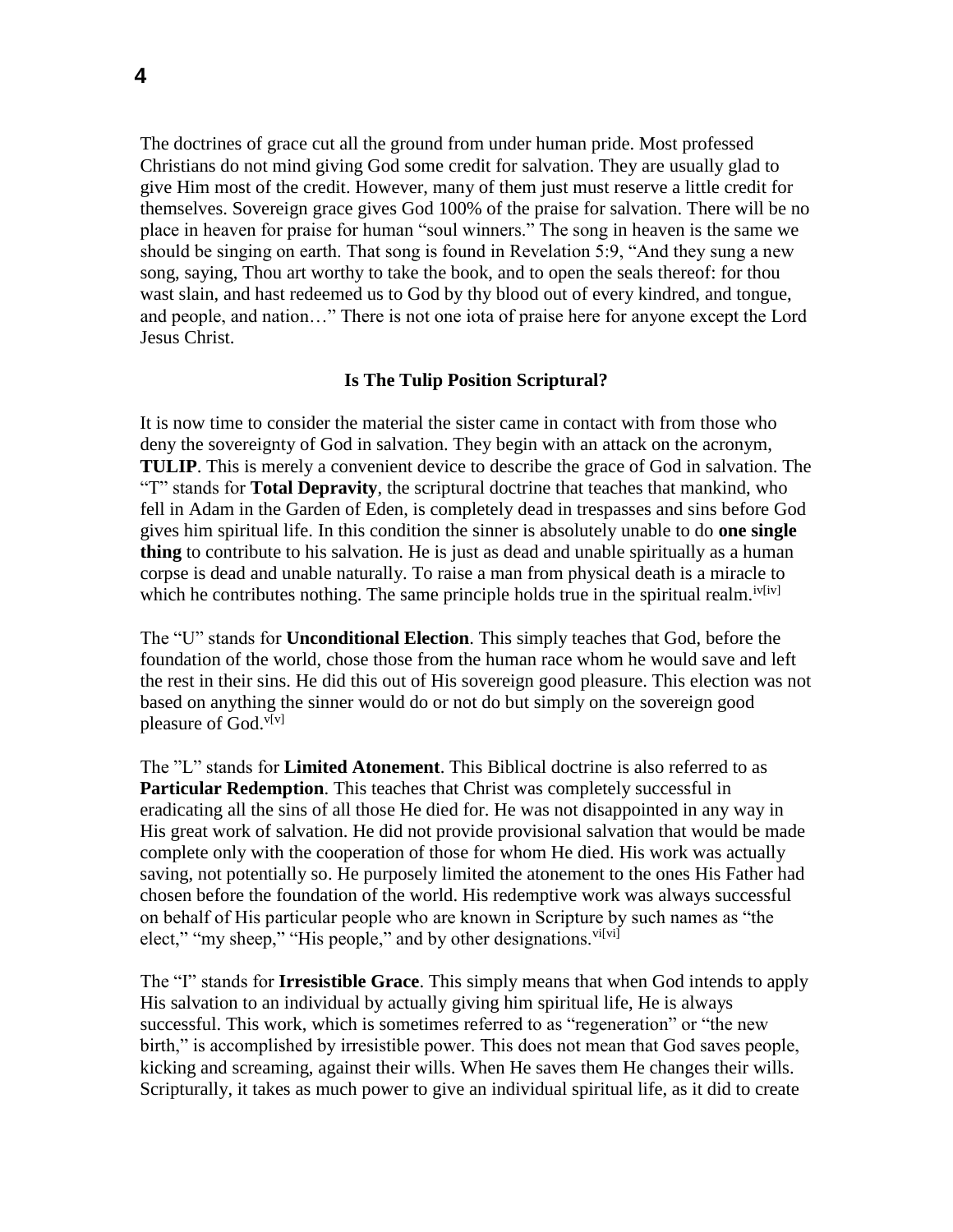The doctrines of grace cut all the ground from under human pride. Most professed Christians do not mind giving God some credit for salvation. They are usually glad to give Him most of the credit. However, many of them just must reserve a little credit for themselves. Sovereign grace gives God 100% of the praise for salvation. There will be no place in heaven for praise for human "soul winners." The song in heaven is the same we should be singing on earth. That song is found in Revelation 5:9, "And they sung a new song, saying, Thou art worthy to take the book, and to open the seals thereof: for thou wast slain, and hast redeemed us to God by thy blood out of every kindred, and tongue, and people, and nation…" There is not one iota of praise here for anyone except the Lord Jesus Christ.

**Is The Tulip Position Scriptural?**

It is now time to consider the material the sister came in contact with from those who deny the sovereignty of God in salvation. They begin with an attack on the acronym, **TULIP**. This is merely a convenient device to describe the grace of God in salvation. The "T" stands for **Total Depravity**, the scriptural doctrine that teaches that mankind, who fell in Adam in the Garden of Eden, is completely dead in trespasses and sins before God gives him spiritual life. In this condition the sinner is absolutely unable to do **one single thing** to contribute to his salvation. He is just as dead and unable spiritually as a human corpse is dead and unable naturally. To raise a man from physical death is a miracle to which he contributes nothing. The same principle holds true in the spiritual realm.[iv[iv]]

The "U" stands for **Unconditional Election**. This simply teaches that God, before the foundation of the world, chose those from the human race whom he would save and left the rest in their sins. He did this out of His sovereign good pleasure. This election was not based on anything the sinner would do or not do but simply on the sovereign good pleasure of God.[v[v]]

The "L" stands for **Limited Atonement**. This Biblical doctrine is also referred to as **Particular Redemption**. This teaches that Christ was completely successful in eradicating all the sins of all those He died for. He was not disappointed in any way in His great work of salvation. He did not provide provisional salvation that would be made complete only with the cooperation of those for whom He died. His work was actually saving, not potentially so. He purposely limited the atonement to the ones His Father had chosen before the foundation of the world. His redemptive work was always successful on behalf of His particular people who are known in Scripture by such names as "the elect," "my sheep," "His people," and by other designations.[vi[vi]]

The "I" stands for **Irresistible Grace**. This simply means that when God intends to apply His salvation to an individual by actually giving him spiritual life, He is always successful. This work, which is sometimes referred to as "regeneration" or "the new birth," is accomplished by irresistible power. This does not mean that God saves people, kicking and screaming, against their wills. When He saves them He changes their wills. Scripturally, it takes as much power to give an individual spiritual life, as it did to create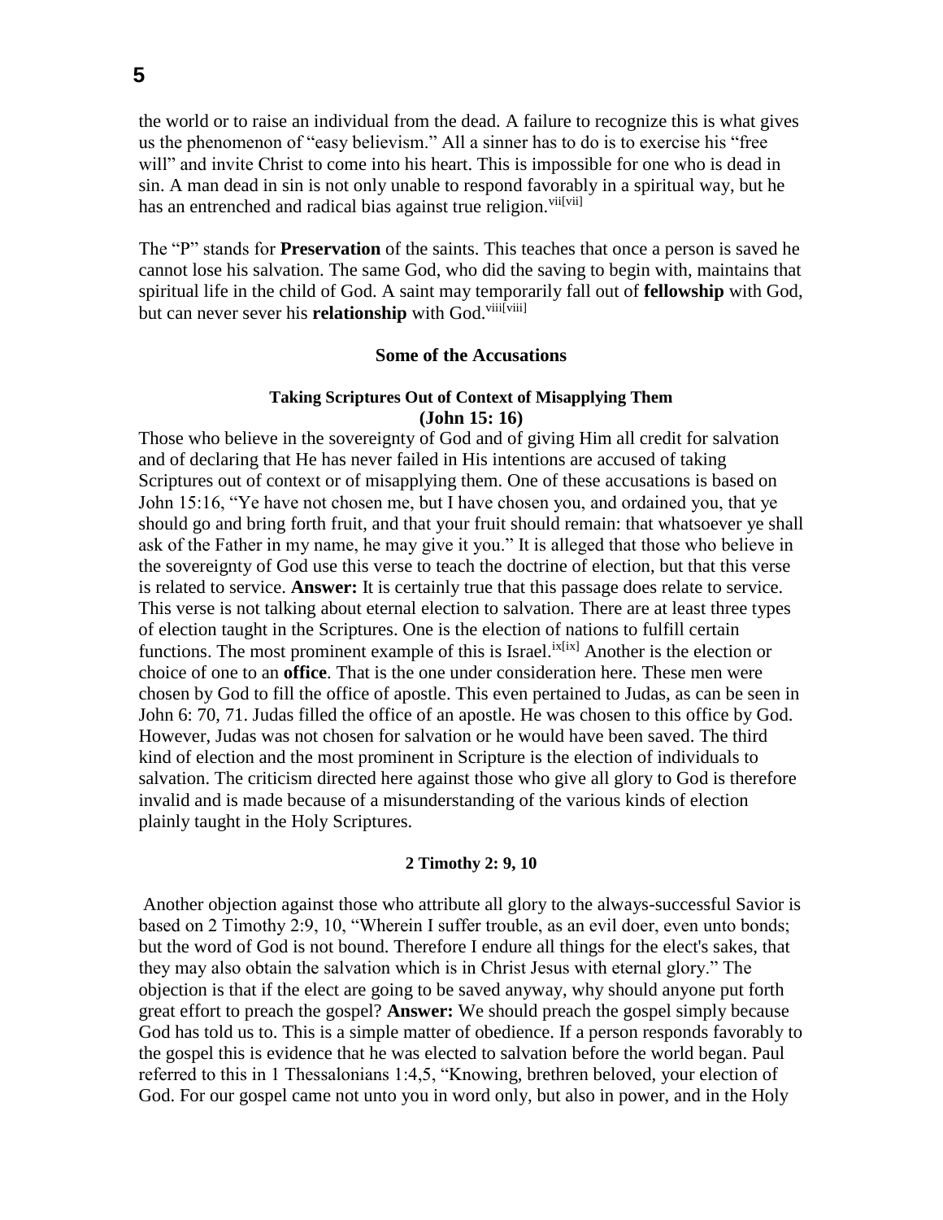the world or to raise an individual from the dead. A failure to recognize this is what gives us the phenomenon of "easy believism." All a sinner has to do is to exercise his "free will" and invite Christ to come into his heart. This is impossible for one who is dead in sin. A man dead in sin is not only unable to respond favorably in a spiritual way, but he has an entrenched and radical bias against true religion.[vii[vii]]

The "P" stands for **Preservation** of the saints. This teaches that once a person is saved he cannot lose his salvation. The same God, who did the saving to begin with, maintains that spiritual life in the child of God. A saint may temporarily fall out of **fellowship** with God, but can never sever his **relationship** with God.[viii[viii]]

## Some of the Accusations

### Taking Scriptures Out of Context of Misapplying Them (John 15: 16)

Those who believe in the sovereignty of God and of giving Him all credit for salvation and of declaring that He has never failed in His intentions are accused of taking Scriptures out of context or of misapplying them. One of these accusations is based on John 15:16, "Ye have not chosen me, but I have chosen you, and ordained you, that ye should go and bring forth fruit, and that your fruit should remain: that whatsoever ye shall ask of the Father in my name, he may give it you." It is alleged that those who believe in the sovereignty of God use this verse to teach the doctrine of election, but that this verse is related to service. **Answer:** It is certainly true that this passage does relate to service. This verse is not talking about eternal election to salvation. There are at least three types of election taught in the Scriptures. One is the election of nations to fulfill certain functions. The most prominent example of this is Israel.[ix[ix]] Another is the election or choice of one to an **office**. That is the one under consideration here. These men were chosen by God to fill the office of apostle. This even pertained to Judas, as can be seen in John 6: 70, 71. Judas filled the office of an apostle. He was chosen to this office by God. However, Judas was not chosen for salvation or he would have been saved. The third kind of election and the most prominent in Scripture is the election of individuals to salvation. The criticism directed here against those who give all glory to God is therefore invalid and is made because of a misunderstanding of the various kinds of election plainly taught in the Holy Scriptures.

### 2 Timothy 2: 9, 10

Another objection against those who attribute all glory to the always-successful Savior is based on 2 Timothy 2:9, 10, "Wherein I suffer trouble, as an evil doer, even unto bonds; but the word of God is not bound. Therefore I endure all things for the elect's sakes, that they may also obtain the salvation which is in Christ Jesus with eternal glory." The objection is that if the elect are going to be saved anyway, why should anyone put forth great effort to preach the gospel? **Answer:** We should preach the gospel simply because God has told us to. This is a simple matter of obedience. If a person responds favorably to the gospel this is evidence that he was elected to salvation before the world began. Paul referred to this in 1 Thessalonians 1:4,5, "Knowing, brethren beloved, your election of God. For our gospel came not unto you in word only, but also in power, and in the Holy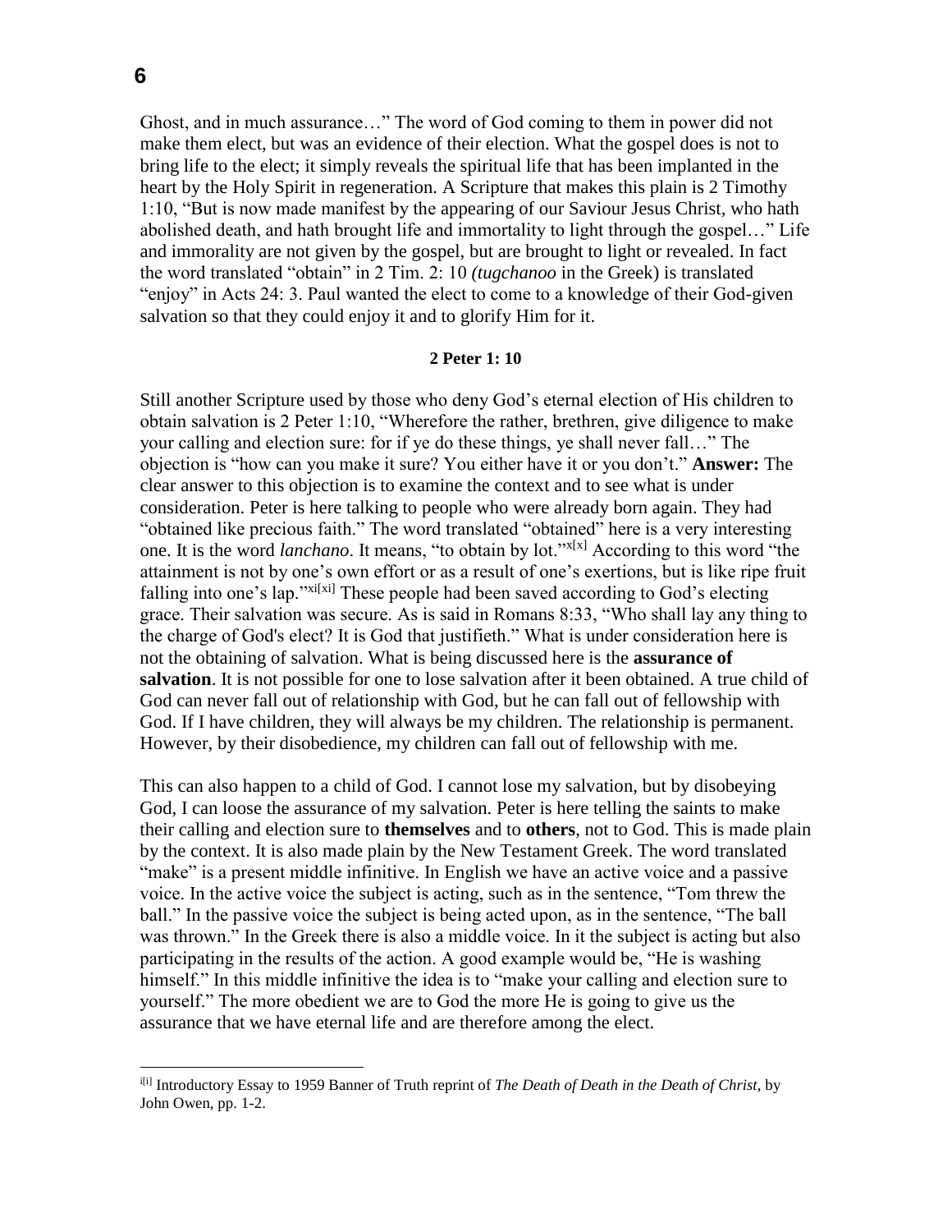Ghost, and in much assurance…" The word of God coming to them in power did not make them elect, but was an evidence of their election. What the gospel does is not to bring life to the elect; it simply reveals the spiritual life that has been implanted in the heart by the Holy Spirit in regeneration. A Scripture that makes this plain is 2 Timothy 1:10, "But is now made manifest by the appearing of our Saviour Jesus Christ, who hath abolished death, and hath brought life and immortality to light through the gospel…" Life and immorality are not given by the gospel, but are brought to light or revealed. In fact the word translated "obtain" in 2 Tim. 2: 10 *(tugchanoo* in the Greek) is translated "enjoy" in Acts 24: 3. Paul wanted the elect to come to a knowledge of their God-given salvation so that they could enjoy it and to glorify Him for it.

**2 Peter 1: 10**

Still another Scripture used by those who deny God's eternal election of His children to obtain salvation is 2 Peter 1:10, "Wherefore the rather, brethren, give diligence to make your calling and election sure: for if ye do these things, ye shall never fall…" The objection is "how can you make it sure? You either have it or you don't." **Answer:** The clear answer to this objection is to examine the context and to see what is under consideration. Peter is here talking to people who were already born again. They had "obtained like precious faith." The word translated "obtained" here is a very interesting one. It is the word *lanchano*. It means, "to obtain by lot."[x[x]] According to this word "the attainment is not by one's own effort or as a result of one's exertions, but is like ripe fruit falling into one's lap."[xi[xi]] These people had been saved according to God's electing grace. Their salvation was secure. As is said in Romans 8:33, "Who shall lay any thing to the charge of God's elect? It is God that justifieth." What is under consideration here is not the obtaining of salvation. What is being discussed here is the **assurance of salvation**. It is not possible for one to lose salvation after it been obtained. A true child of God can never fall out of relationship with God, but he can fall out of fellowship with God. If I have children, they will always be my children. The relationship is permanent. However, by their disobedience, my children can fall out of fellowship with me.

This can also happen to a child of God. I cannot lose my salvation, but by disobeying God, I can loose the assurance of my salvation. Peter is here telling the saints to make their calling and election sure to **themselves** and to **others**, not to God. This is made plain by the context. It is also made plain by the New Testament Greek. The word translated "make" is a present middle infinitive. In English we have an active voice and a passive voice. In the active voice the subject is acting, such as in the sentence, "Tom threw the ball." In the passive voice the subject is being acted upon, as in the sentence, "The ball was thrown." In the Greek there is also a middle voice. In it the subject is acting but also participating in the results of the action. A good example would be, "He is washing himself." In this middle infinitive the idea is to "make your calling and election sure to yourself." The more obedient we are to God the more He is going to give us the assurance that we have eternal life and are therefore among the elect.

---

[i[i]] Introductory Essay to 1959 Banner of Truth reprint of *The Death of Death in the Death of Christ*, by John Owen, pp. 1-2.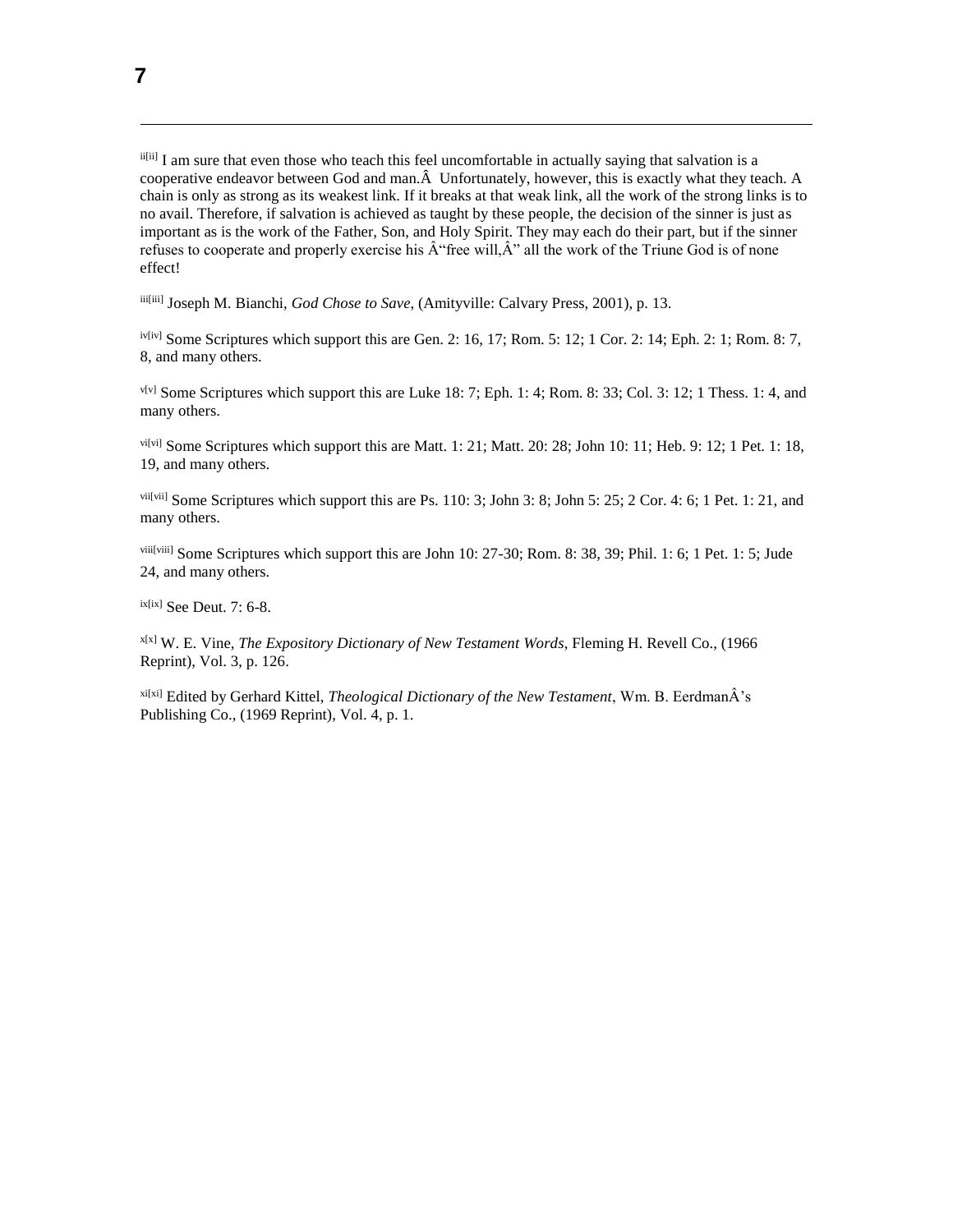ii[ii] I am sure that even those who teach this feel uncomfortable in actually saying that salvation is a cooperative endeavor between God and man.Â  Unfortunately, however, this is exactly what they teach. A chain is only as strong as its weakest link. If it breaks at that weak link, all the work of the strong links is to no avail. Therefore, if salvation is achieved as taught by these people, the decision of the sinner is just as important as is the work of the Father, Son, and Holy Spirit. They may each do their part, but if the sinner refuses to cooperate and properly exercise his Â“free will,Â” all the work of the Triune God is of none effect!

iii[iii] Joseph M. Bianchi, *God Chose to Save*, (Amityville: Calvary Press, 2001), p. 13.

iv[iv] Some Scriptures which support this are Gen. 2: 16, 17; Rom. 5: 12; 1 Cor. 2: 14; Eph. 2: 1; Rom. 8: 7, 8, and many others.

v[v] Some Scriptures which support this are Luke 18: 7; Eph. 1: 4; Rom. 8: 33; Col. 3: 12; 1 Thess. 1: 4, and many others.

vi[vi] Some Scriptures which support this are Matt. 1: 21; Matt. 20: 28; John 10: 11; Heb. 9: 12; 1 Pet. 1: 18, 19, and many others.

vii[vii] Some Scriptures which support this are Ps. 110: 3; John 3: 8; John 5: 25; 2 Cor. 4: 6; 1 Pet. 1: 21, and many others.

viii[viii] Some Scriptures which support this are John 10: 27-30; Rom. 8: 38, 39; Phil. 1: 6; 1 Pet. 1: 5; Jude 24, and many others.

ix[ix] See Deut. 7: 6-8.

x[x] W. E. Vine, *The Expository Dictionary of New Testament Words*, Fleming H. Revell Co., (1966 Reprint), Vol. 3, p. 126.

xi[xi] Edited by Gerhard Kittel, *Theological Dictionary of the New Testament*, Wm. B. EerdmanÂ’s Publishing Co., (1969 Reprint), Vol. 4, p. 1.